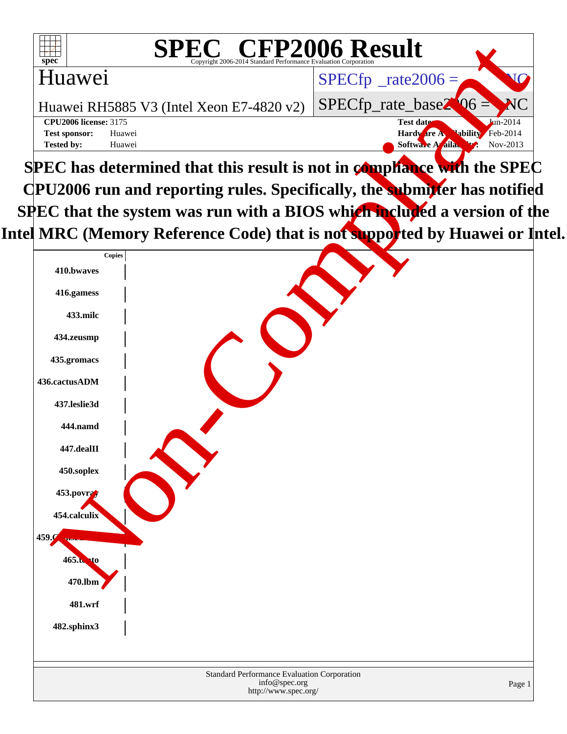# SPEC CFP2006 Result

Copyright 2006-2014 Standard Performance Evaluation Corporation

## Huawei

Huawei RH5885 V3 (Intel Xeon E7-4820 v2)

SPECfp_rate2006 = NC

SPECfp_rate_base2006 = NC

**CPU2006 license:** 3175
**Test sponsor:** Huawei
**Tested by:** Huawei

**Test date:** Jun-2014
**Hardware Availability:** Feb-2014
**Software Availability:** Nov-2013

**SPEC has determined that this result is not in compliance with the SPEC CPU2006 run and reporting rules. Specifically, the submitter has notified SPEC that the system was run with a BIOS which included a version of the Intel MRC (Memory Reference Code) that is not supported by Huawei or Intel.**

Non-Compliant

| Benchmark | Copies |
|---|---|
| 410.bwaves | |
| 416.gamess | |
| 433.milc | |
| 434.zeusmp | |
| 435.gromacs | |
| 436.cactusADM | |
| 437.leslie3d | |
| 444.namd | |
| 447.dealII | |
| 450.soplex | |
| 453.povray | |
| 454.calculix | |
| 459.GemsFDTD | |
| 465.tonto | |
| 470.lbm | |
| 481.wrf | |
| 482.sphinx3 | |

Standard Performance Evaluation Corporation
info@spec.org
http://www.spec.org/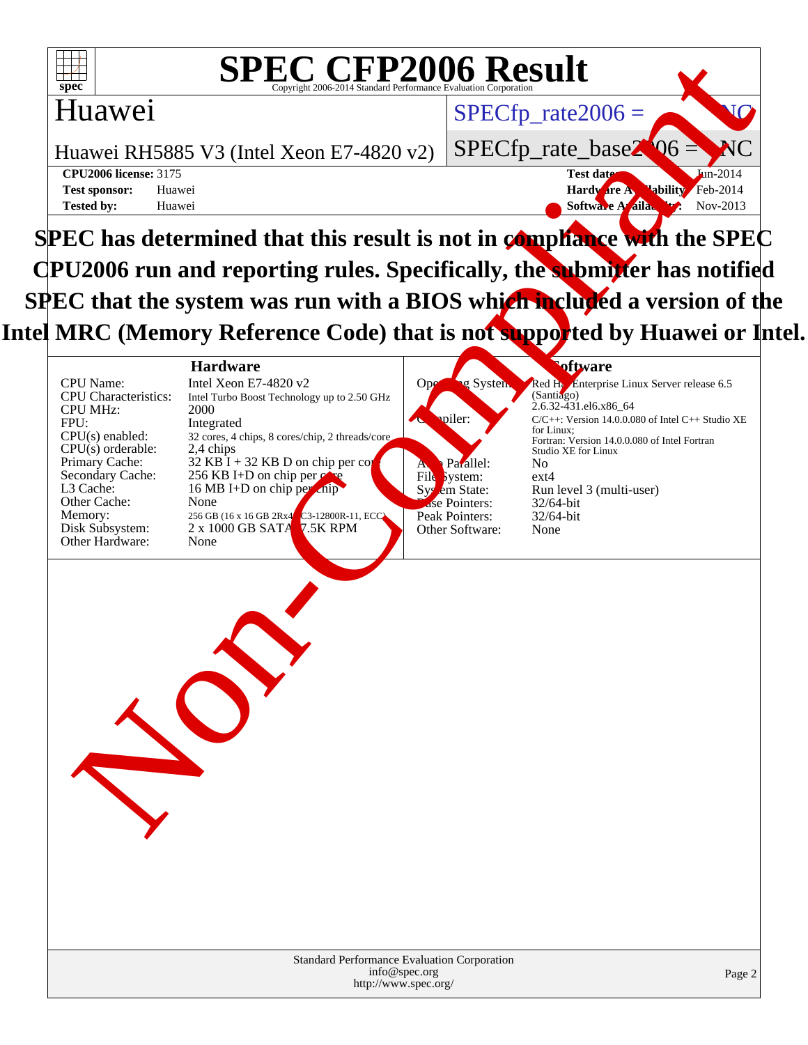# SPEC CFP2006 Result

Copyright 2006-2014 Standard Performance Evaluation Corporation

## Huawei

Huawei RH5885 V3 (Intel Xeon E7-4820 v2)

SPECfp_rate2006 = NC

SPECfp_rate_base2006 = NC

**CPU2006 license:** 3175
**Test sponsor:** Huawei
**Tested by:** Huawei

**Test date:** Jun-2014
**Hardware Availability:** Feb-2014
**Software Availability:** Nov-2013

**SPEC has determined that this result is not in compliance with the SPEC CPU2006 run and reporting rules. Specifically, the submitter has notified SPEC that the system was run with a BIOS which included a version of the Intel MRC (Memory Reference Code) that is not supported by Huawei or Intel.**

### Hardware

| | |
|---|---|
| CPU Name: | Intel Xeon E7-4820 v2 |
| CPU Characteristics: | Intel Turbo Boost Technology up to 2.50 GHz |
| CPU MHz: | 2000 |
| FPU: | Integrated |
| CPU(s) enabled: | 32 cores, 4 chips, 8 cores/chip, 2 threads/core |
| CPU(s) orderable: | 2,4 chips |
| Primary Cache: | 32 KB I + 32 KB D on chip per core |
| Secondary Cache: | 256 KB I+D on chip per core |
| L3 Cache: | 16 MB I+D on chip per chip |
| Other Cache: | None |
| Memory: | 256 GB (16 x 16 GB 2Rx4 PC3-12800R-11, ECC) |
| Disk Subsystem: | 2 x 1000 GB SATA 7.5K RPM |
| Other Hardware: | None |

### Software

| | |
|---|---|
| Operating System: | Red Hat Enterprise Linux Server release 6.5 (Santiago) 2.6.32-431.el6.x86_64 |
| Compiler: | C/C++: Version 14.0.0.080 of Intel C++ Studio XE for Linux; Fortran: Version 14.0.0.080 of Intel Fortran Studio XE for Linux |
| Auto Parallel: | No |
| File System: | ext4 |
| System State: | Run level 3 (multi-user) |
| Base Pointers: | 32/64-bit |
| Peak Pointers: | 32/64-bit |
| Other Software: | None |

Standard Performance Evaluation Corporation
info@spec.org
http://www.spec.org/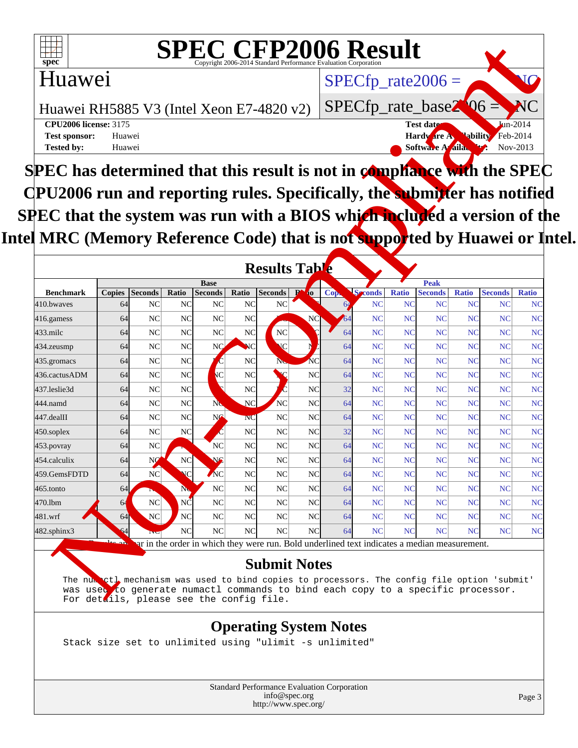# SPEC CFP2006 Result

Copyright 2006-2014 Standard Performance Evaluation Corporation

## Huawei

Huawei RH5885 V3 (Intel Xeon E7-4820 v2)

SPECfp_rate2006 = NC

SPECfp_rate_base2006 = NC

**CPU2006 license:** 3175
**Test sponsor:** Huawei
**Tested by:** Huawei

**Test date:** Jun-2014
**Hardware Availability:** Feb-2014
**Software Availability:** Nov-2013

**SPEC has determined that this result is not in compliance with the SPEC CPU2006 run and reporting rules. Specifically, the submitter has notified SPEC that the system was run with a BIOS which included a version of the Intel MRC (Memory Reference Code) that is not supported by Huawei or Intel.**

## Results Table

| Benchmark | Base | | | | | | | Peak | | | | | | |
|---|---|---|---|---|---|---|---|---|---|---|---|---|---|---|
| | Copies | Seconds | Ratio | Seconds | Ratio | Seconds | Ratio | Copies | Seconds | Ratio | Seconds | Ratio | Seconds | Ratio |
| 410.bwaves | 64 | NC | NC | NC | NC | NC | NC | 64 | NC | NC | NC | NC | NC | NC |
| 416.gamess | 64 | NC | NC | NC | NC | NC | NC | 64 | NC | NC | NC | NC | NC | NC |
| 433.milc | 64 | NC | NC | NC | NC | NC | NC | 64 | NC | NC | NC | NC | NC | NC |
| 434.zeusmp | 64 | NC | NC | NC | NC | NC | NC | 64 | NC | NC | NC | NC | NC | NC |
| 435.gromacs | 64 | NC | NC | NC | NC | NC | NC | 64 | NC | NC | NC | NC | NC | NC |
| 436.cactusADM | 64 | NC | NC | NC | NC | NC | NC | 64 | NC | NC | NC | NC | NC | NC |
| 437.leslie3d | 64 | NC | NC | NC | NC | NC | NC | 32 | NC | NC | NC | NC | NC | NC |
| 444.namd | 64 | NC | NC | NC | NC | NC | NC | 64 | NC | NC | NC | NC | NC | NC |
| 447.dealII | 64 | NC | NC | NC | NC | NC | NC | 64 | NC | NC | NC | NC | NC | NC |
| 450.soplex | 64 | NC | NC | NC | NC | NC | NC | 32 | NC | NC | NC | NC | NC | NC |
| 453.povray | 64 | NC | NC | NC | NC | NC | NC | 64 | NC | NC | NC | NC | NC | NC |
| 454.calculix | 64 | NC | NC | NC | NC | NC | NC | 64 | NC | NC | NC | NC | NC | NC |
| 459.GemsFDTD | 64 | NC | NC | NC | NC | NC | NC | 64 | NC | NC | NC | NC | NC | NC |
| 465.tonto | 64 | NC | NC | NC | NC | NC | NC | 64 | NC | NC | NC | NC | NC | NC |
| 470.lbm | 64 | NC | NC | NC | NC | NC | NC | 64 | NC | NC | NC | NC | NC | NC |
| 481.wrf | 64 | NC | NC | NC | NC | NC | NC | 64 | NC | NC | NC | NC | NC | NC |
| 482.sphinx3 | 64 | NC | NC | NC | NC | NC | NC | 64 | NC | NC | NC | NC | NC | NC |

Results appear in the order in which they were run. Bold underlined text indicates a median measurement.

## Submit Notes

```
The numactl mechanism was used to bind copies to processors. The config file option 'submit'
was used to generate numactl commands to bind each copy to a specific processor.
For details, please see the config file.
```

## Operating System Notes

```
Stack size set to unlimited using "ulimit -s unlimited"
```

Standard Performance Evaluation Corporation
info@spec.org
http://www.spec.org/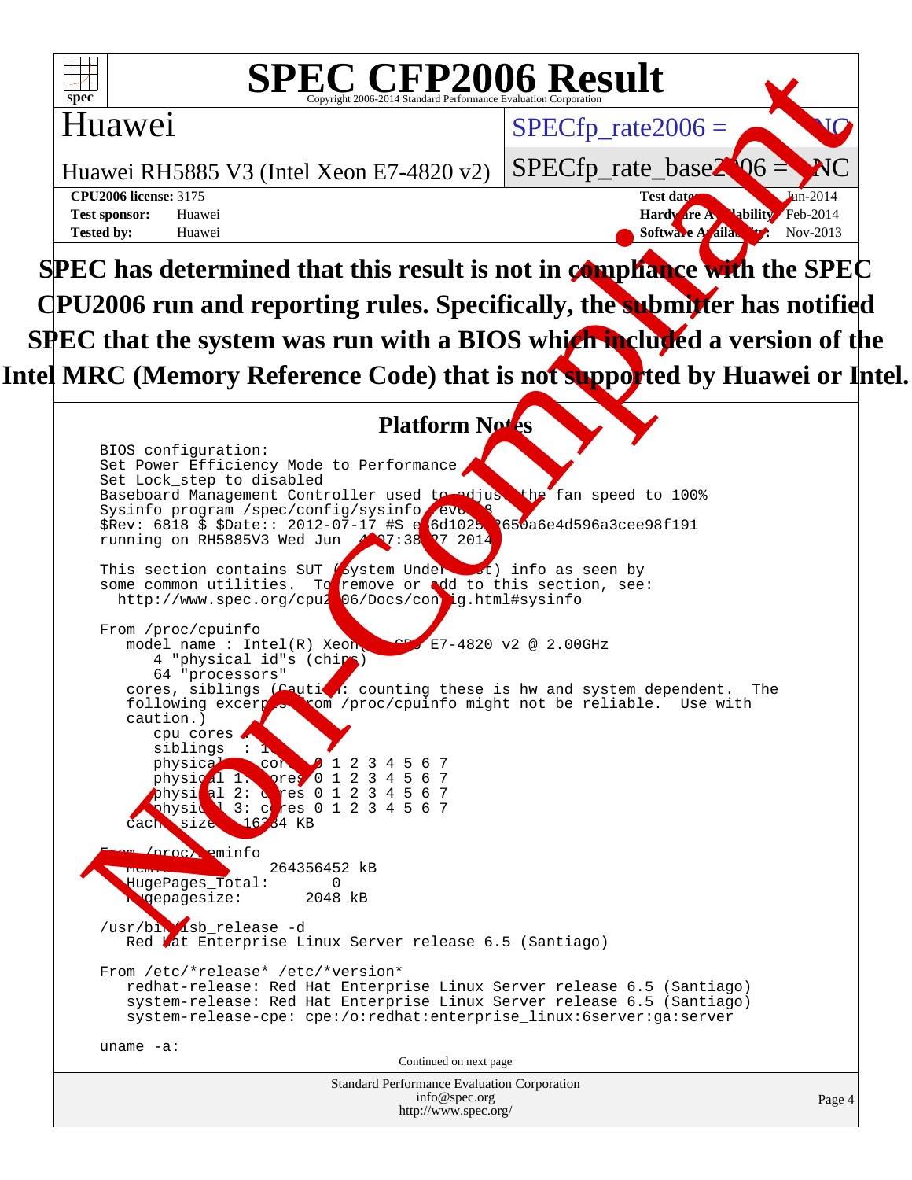# SPEC CFP2006 Result

Copyright 2006-2014 Standard Performance Evaluation Corporation

**Huawei**

Huawei RH5885 V3 (Intel Xeon E7-4820 v2)

SPECfp_rate2006 = NC

SPECfp_rate_base2006 = NC

**CPU2006 license:** 3175
**Test sponsor:** Huawei
**Tested by:** Huawei

**Test date:** Jun-2014
**Hardware Availability:** Feb-2014
**Software Availability:** Nov-2013

**SPEC has determined that this result is not in compliance with the SPEC CPU2006 run and reporting rules. Specifically, the submitter has notified SPEC that the system was run with a BIOS which included a version of the Intel MRC (Memory Reference Code) that is not supported by Huawei or Intel.**

## Platform Notes

```
BIOS configuration:
Set Power Efficiency Mode to Performance
Set Lock_step to disabled
Baseboard Management Controller used to adjust the fan speed to 100%
Sysinfo program /spec/config/sysinfo.rev6818
$Rev: 6818 $ $Date:: 2012-07-17 #$ e86d102572650a6e4d596a3cee98f191
running on RH5885V3 Wed Jun  4 07:38:27 2014

This section contains SUT (System Under Test) info as seen by
some common utilities.  To remove or add to this section, see:
  http://www.spec.org/cpu2006/Docs/config.html#sysinfo

From /proc/cpuinfo
   model name : Intel(R) Xeon(R) CPU E7-4820 v2 @ 2.00GHz
      4 "physical id"s (chips)
      64 "processors"
   cores, siblings (Caution: counting these is hw and system dependent.  The
   following excerpts from /proc/cpuinfo might not be reliable.  Use with
   caution.)
      cpu cores : 8
      siblings  : 16
      physical 0: cores 0 1 2 3 4 5 6 7
      physical 1: cores 0 1 2 3 4 5 6 7
      physical 2: cores 0 1 2 3 4 5 6 7
      physical 3: cores 0 1 2 3 4 5 6 7
   cache size : 16384 KB

From /proc/meminfo
   MemTotal:       264356452 kB
   HugePages_Total:       0
   Hugepagesize:       2048 kB

/usr/bin/lsb_release -d
   Red Hat Enterprise Linux Server release 6.5 (Santiago)

From /etc/*release* /etc/*version*
   redhat-release: Red Hat Enterprise Linux Server release 6.5 (Santiago)
   system-release: Red Hat Enterprise Linux Server release 6.5 (Santiago)
   system-release-cpe: cpe:/o:redhat:enterprise_linux:6server:ga:server

uname -a:
```

Continued on next page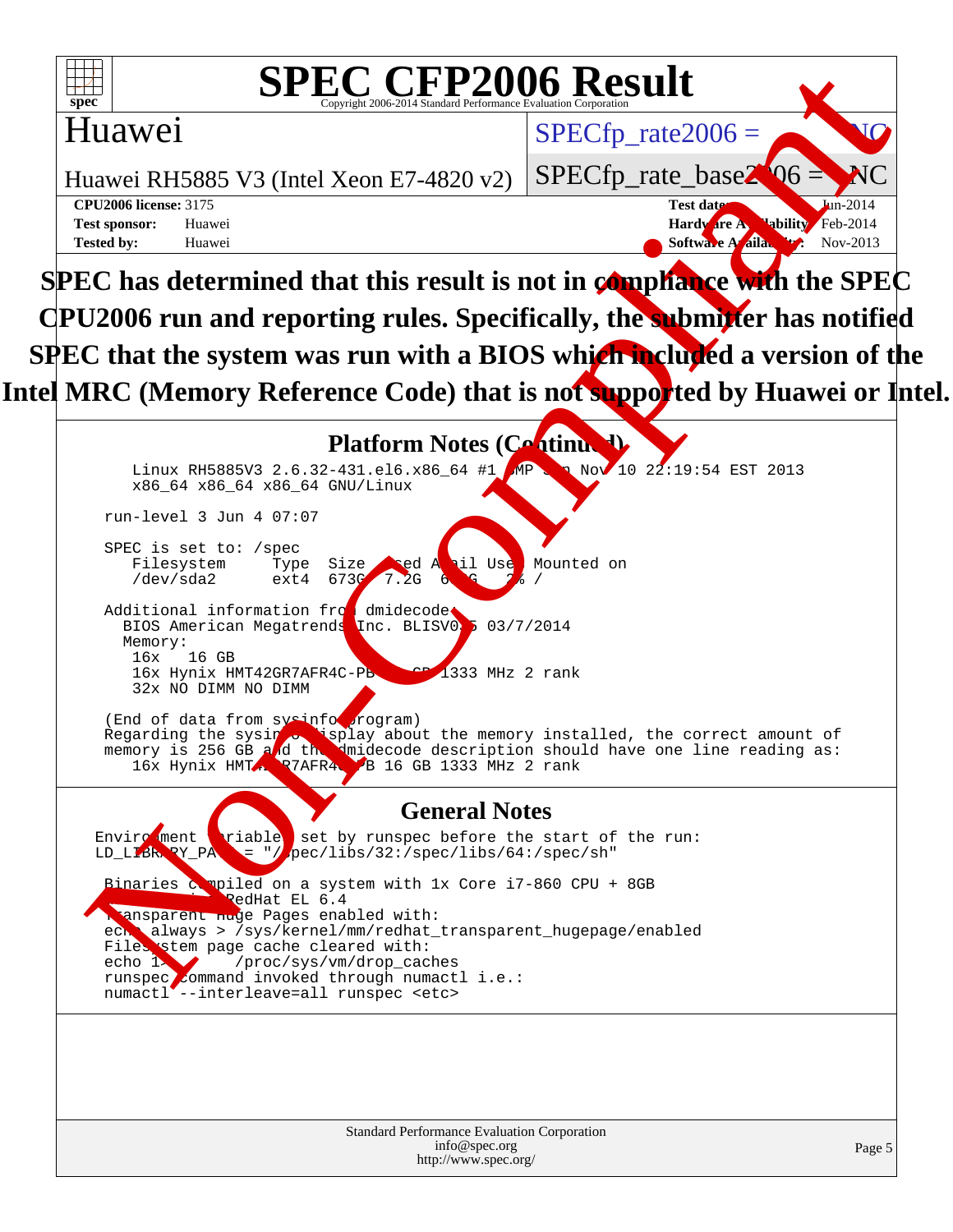# SPEC CFP2006 Result

Copyright 2006-2014 Standard Performance Evaluation Corporation

**Huawei**

Huawei RH5885 V3 (Intel Xeon E7-4820 v2)

SPECfp_rate2006 = NC

SPECfp_rate_base2006 = NC

**CPU2006 license:** 3175
**Test sponsor:** Huawei
**Tested by:** Huawei

**Test date:** Jun-2014
**Hardware Availability:** Feb-2014
**Software Availability:** Nov-2013

**SPEC has determined that this result is not in compliance with the SPEC CPU2006 run and reporting rules. Specifically, the submitter has notified SPEC that the system was run with a BIOS which included a version of the Intel MRC (Memory Reference Code) that is not supported by Huawei or Intel.**

## Platform Notes (Continued)

```
    Linux RH5885V3 2.6.32-431.el6.x86_64 #1 SMP Sun Nov 10 22:19:54 EST 2013
    x86_64 x86_64 x86_64 GNU/Linux

 run-level 3 Jun 4 07:07

 SPEC is set to: /spec
    Filesystem     Type  Size  Used Avail Use% Mounted on
    /dev/sda2      ext4  673G  7.2G  632G   2% /

 Additional information from dmidecode:
   BIOS American Megatrends Inc. BLISV0.5 03/7/2014
   Memory:
    16x   16 GB
    16x Hynix HMT42GR7AFR4C-PB 16 GB 1333 MHz 2 rank
    32x NO DIMM NO DIMM

 (End of data from sysinfo program)
 Regarding the sysinfo display about the memory installed, the correct amount of
 memory is 256 GB and the dmidecode description should have one line reading as:
    16x Hynix HMT42GR7AFR4C-PB 16 GB 1333 MHz 2 rank
```

## General Notes

```
Environment variables set by runspec before the start of the run:
LD_LIBRARY_PATH = "/spec/libs/32:/spec/libs/64:/spec/sh"

 Binaries compiled on a system with 1x Core i7-860 CPU + 8GB
 memory using RedHat EL 6.4
 Transparent Huge Pages enabled with:
 echo always > /sys/kernel/mm/redhat_transparent_hugepage/enabled
 Filesystem page cache cleared with:
 echo 1>       /proc/sys/vm/drop_caches
 runspec command invoked through numactl i.e.:
 numactl --interleave=all runspec <etc>
```

Standard Performance Evaluation Corporation
info@spec.org
http://www.spec.org/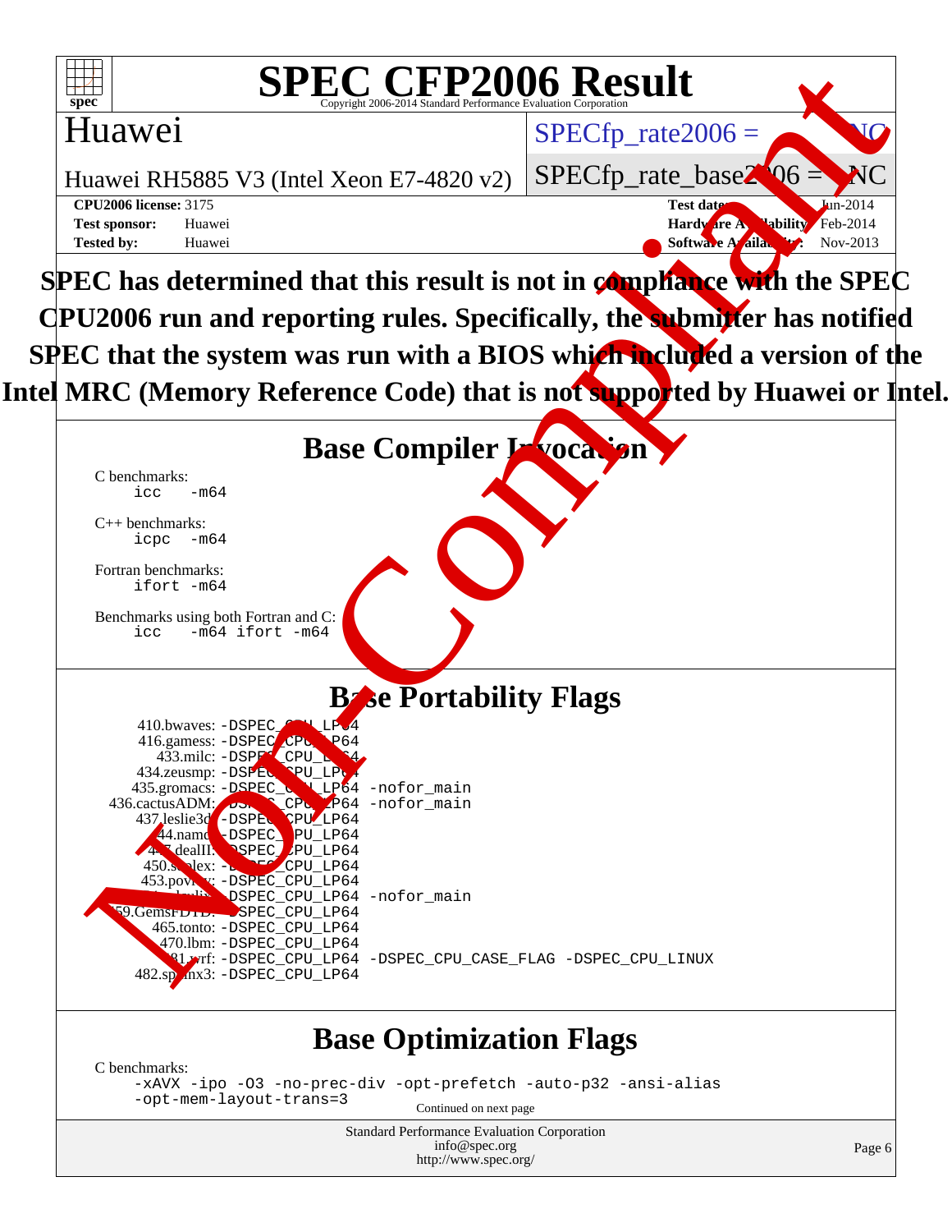# SPEC CFP2006 Result

Copyright 2006-2014 Standard Performance Evaluation Corporation

## Huawei

Huawei RH5885 V3 (Intel Xeon E7-4820 v2)

SPECfp_rate2006 = NC

SPECfp_rate_base2006 = NC

**CPU2006 license:** 3175
**Test sponsor:** Huawei
**Tested by:** Huawei

**Test date:** Jun-2014
**Hardware Availability:** Feb-2014
**Software Availability:** Nov-2013

**SPEC has determined that this result is not in compliance with the SPEC CPU2006 run and reporting rules. Specifically, the submitter has notified SPEC that the system was run with a BIOS which included a version of the Intel MRC (Memory Reference Code) that is not supported by Huawei or Intel.**

## Base Compiler Invocation

C benchmarks:
```
icc   -m64
```

C++ benchmarks:
```
icpc  -m64
```

Fortran benchmarks:
```
ifort -m64
```

Benchmarks using both Fortran and C:
```
icc   -m64 ifort -m64
```

## Base Portability Flags

```
     410.bwaves: -DSPEC_CPU_LP64
     416.gamess: -DSPEC_CPU_LP64
       433.milc: -DSPEC_CPU_LP64
    434.zeusmp: -DSPEC_CPU_LP64
    435.gromacs: -DSPEC_CPU_LP64 -nofor_main
 436.cactusADM: -DSPEC_CPU_LP64 -nofor_main
   437.leslie3d: -DSPEC_CPU_LP64
      444.namd: -DSPEC_CPU_LP64
    447.dealII: -DSPEC_CPU_LP64
     450.soplex: -DSPEC_CPU_LP64
     453.povray: -DSPEC_CPU_LP64
   454.calculix: -DSPEC_CPU_LP64 -nofor_main
  459.GemsFDTD: -DSPEC_CPU_LP64
      465.tonto: -DSPEC_CPU_LP64
        470.lbm: -DSPEC_CPU_LP64
        481.wrf: -DSPEC_CPU_LP64 -DSPEC_CPU_CASE_FLAG -DSPEC_CPU_LINUX
   482.sphinx3: -DSPEC_CPU_LP64
```

## Base Optimization Flags

C benchmarks:
```
-xAVX -ipo -O3 -no-prec-div -opt-prefetch -auto-p32 -ansi-alias
-opt-mem-layout-trans=3
```

Continued on next page

Standard Performance Evaluation Corporation
info@spec.org
http://www.spec.org/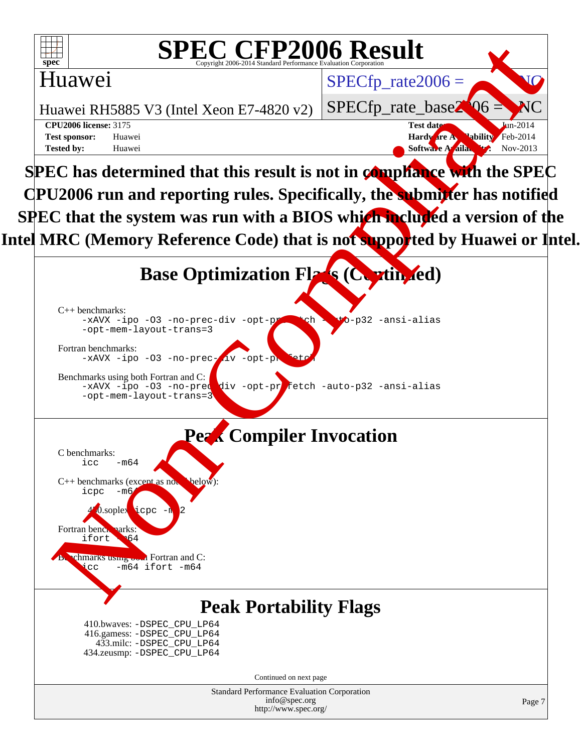# SPEC CFP2006 Result

Copyright 2006-2014 Standard Performance Evaluation Corporation

**Huawei**

Huawei RH5885 V3 (Intel Xeon E7-4820 v2)

SPECfp_rate2006 = NC

SPECfp_rate_base2006 = NC

**CPU2006 license:** 3175

**Test sponsor:** Huawei

**Tested by:** Huawei

**Test date:** Jun-2014

**Hardware Availability:** Feb-2014

**Software Availability:** Nov-2013

**SPEC has determined that this result is not in compliance with the SPEC CPU2006 run and reporting rules. Specifically, the submitter has notified SPEC that the system was run with a BIOS which included a version of the Intel MRC (Memory Reference Code) that is not supported by Huawei or Intel.**

## Base Optimization Flags (Continued)

C++ benchmarks:

```
-xAVX -ipo -O3 -no-prec-div -opt-prefetch -auto-p32 -ansi-alias
-opt-mem-layout-trans=3
```

Fortran benchmarks:

```
-xAVX -ipo -O3 -no-prec-div -opt-prefetch
```

Benchmarks using both Fortran and C:

```
-xAVX -ipo -O3 -no-prec-div -opt-prefetch -auto-p32 -ansi-alias
-opt-mem-layout-trans=3
```

## Peak Compiler Invocation

C benchmarks:

```
icc   -m64
```

C++ benchmarks (except as noted below):

```
icpc   -m64
```

450.soplex: `icpc -m32`

Fortran benchmarks:

```
ifort   -m64
```

Benchmarks using both Fortran and C:

```
icc   -m64 ifort -m64
```

## Peak Portability Flags

410.bwaves: -DSPEC_CPU_LP64
416.gamess: -DSPEC_CPU_LP64
433.milc: -DSPEC_CPU_LP64
434.zeusmp: -DSPEC_CPU_LP64

Continued on next page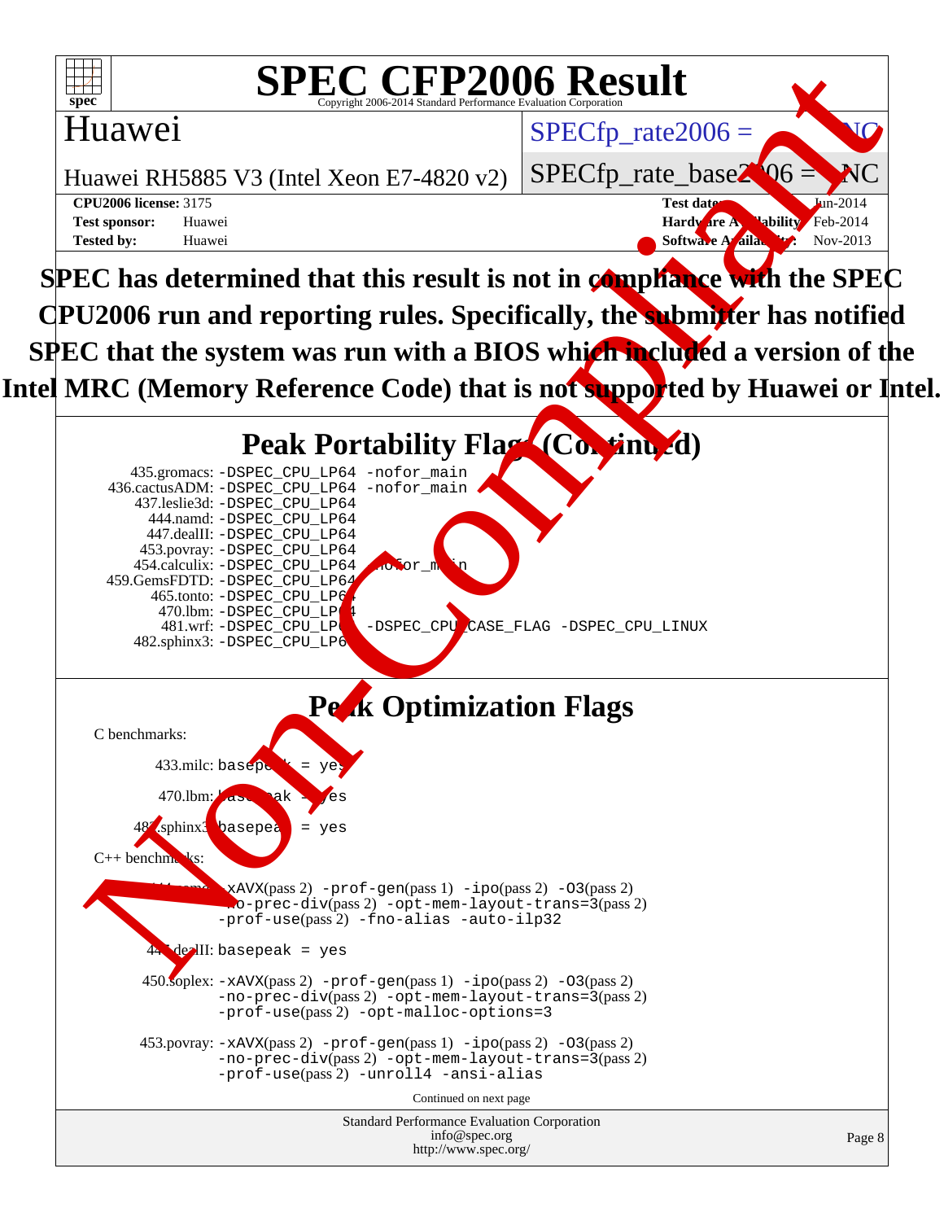# SPEC CFP2006 Result

Copyright 2006-2014 Standard Performance Evaluation Corporation

**Huawei**

Huawei RH5885 V3 (Intel Xeon E7-4820 v2)

SPECfp_rate2006 = NC

SPECfp_rate_base2006 = NC

**CPU2006 license:** 3175

**Test sponsor:** Huawei

**Tested by:** Huawei

**Test date:** Jun-2014

**Hardware Availability:** Feb-2014

**Software Availability:** Nov-2013

**SPEC has determined that this result is not in compliance with the SPEC CPU2006 run and reporting rules. Specifically, the submitter has notified SPEC that the system was run with a BIOS which included a version of the Intel MRC (Memory Reference Code) that is not supported by Huawei or Intel.**

## Peak Portability Flags (Continued)

```
  435.gromacs: -DSPEC_CPU_LP64 -nofor_main
436.cactusADM: -DSPEC_CPU_LP64 -nofor_main
  437.leslie3d: -DSPEC_CPU_LP64
     444.namd: -DSPEC_CPU_LP64
   447.dealII: -DSPEC_CPU_LP64
   453.povray: -DSPEC_CPU_LP64
  454.calculix: -DSPEC_CPU_LP64 -nofor_main
459.GemsFDTD: -DSPEC_CPU_LP64
    465.tonto: -DSPEC_CPU_LP64
      470.lbm: -DSPEC_CPU_LP64
      481.wrf: -DSPEC_CPU_LP64 -DSPEC_CPU_CASE_FLAG -DSPEC_CPU_LINUX
  482.sphinx3: -DSPEC_CPU_LP64
```

## Peak Optimization Flags

C benchmarks:

433.milc: basepeak = yes

470.lbm: basepeak = yes

482.sphinx3: basepeak = yes

C++ benchmarks:

444.namd: -xAVX(pass 2) -prof-gen(pass 1) -ipo(pass 2) -O3(pass 2) -no-prec-div(pass 2) -opt-mem-layout-trans=3(pass 2) -prof-use(pass 2) -fno-alias -auto-ilp32

447.dealII: basepeak = yes

450.soplex: -xAVX(pass 2) -prof-gen(pass 1) -ipo(pass 2) -O3(pass 2) -no-prec-div(pass 2) -opt-mem-layout-trans=3(pass 2) -prof-use(pass 2) -opt-malloc-options=3

453.povray: -xAVX(pass 2) -prof-gen(pass 1) -ipo(pass 2) -O3(pass 2) -no-prec-div(pass 2) -opt-mem-layout-trans=3(pass 2) -prof-use(pass 2) -unroll4 -ansi-alias

Continued on next page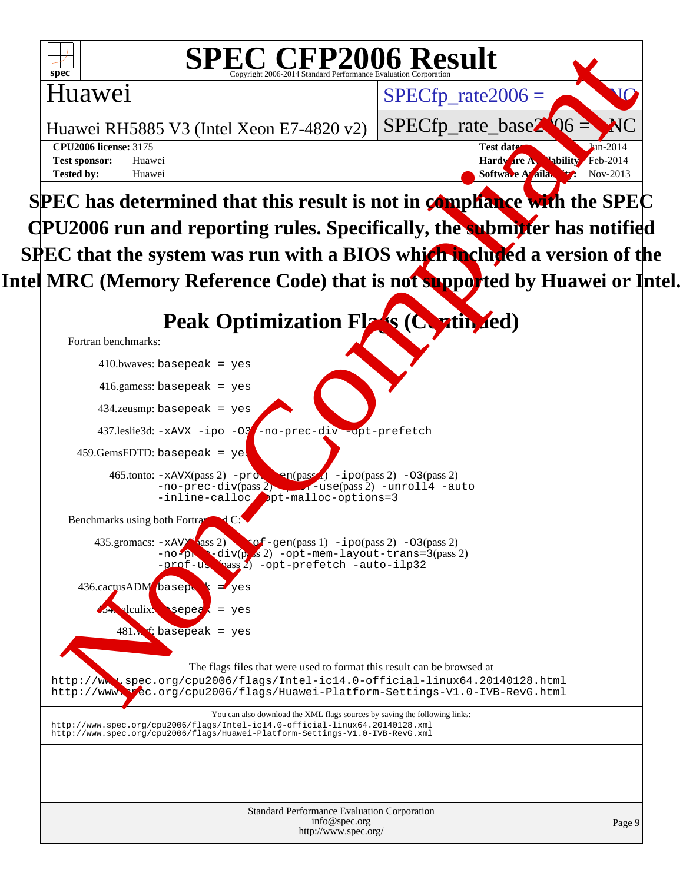# SPEC CFP2006 Result

Copyright 2006-2014 Standard Performance Evaluation Corporation

**Huawei**

Huawei RH5885 V3 (Intel Xeon E7-4820 v2)

SPECfp_rate2006 = NC

SPECfp_rate_base2006 = NC

**CPU2006 license:** 3175
**Test sponsor:** Huawei
**Tested by:** Huawei

**Test date:** Jun-2014
**Hardware Availability:** Feb-2014
**Software Availability:** Nov-2013

**SPEC has determined that this result is not in compliance with the SPEC CPU2006 run and reporting rules. Specifically, the submitter has notified SPEC that the system was run with a BIOS which included a version of the Intel MRC (Memory Reference Code) that is not supported by Huawei or Intel.**

## Peak Optimization Flags (Continued)

Fortran benchmarks:

410.bwaves: `basepeak = yes`

416.gamess: `basepeak = yes`

434.zeusmp: `basepeak = yes`

437.leslie3d: `-xAVX -ipo -O3 -no-prec-div -opt-prefetch`

459.GemsFDTD: `basepeak = yes`

465.tonto: `-xAVX`(pass 2) `-prof-gen`(pass 1) `-ipo`(pass 2) `-O3`(pass 2) `-no-prec-div`(pass 2) `-prof-use`(pass 2) `-unroll4 -auto -inline-calloc -opt-malloc-options=3`

Benchmarks using both Fortran and C:

435.gromacs: `-xAVX`(pass 2) `-prof-gen`(pass 1) `-ipo`(pass 2) `-O3`(pass 2) `-no-prec-div`(pass 2) `-opt-mem-layout-trans=3`(pass 2) `-prof-use`(pass 2) `-opt-prefetch -auto-ilp32`

436.cactusADM: `basepeak = yes`

454.calculix: `basepeak = yes`

481.wrf: `basepeak = yes`

The flags files that were used to format this result can be browsed at
http://www.spec.org/cpu2006/flags/Intel-ic14.0-official-linux64.20140128.html
http://www.spec.org/cpu2006/flags/Huawei-Platform-Settings-V1.0-IVB-RevG.html

You can also download the XML flags sources by saving the following links:
http://www.spec.org/cpu2006/flags/Intel-ic14.0-official-linux64.20140128.xml
http://www.spec.org/cpu2006/flags/Huawei-Platform-Settings-V1.0-IVB-RevG.xml

Standard Performance Evaluation Corporation
info@spec.org
http://www.spec.org/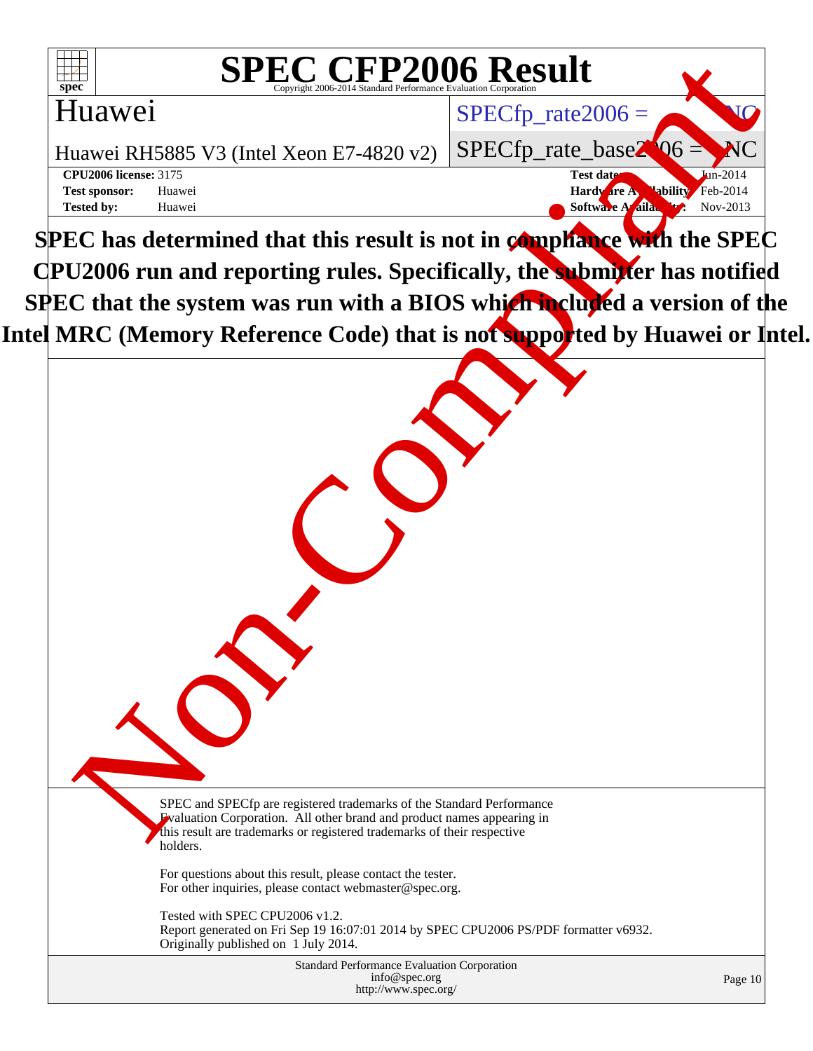# SPEC CFP2006 Result

Copyright 2006-2014 Standard Performance Evaluation Corporation

Huawei

Huawei RH5885 V3 (Intel Xeon E7-4820 v2)

SPECfp_rate2006 = NC

SPECfp_rate_base2006 = NC

**CPU2006 license:** 3175
**Test sponsor:** Huawei
**Tested by:** Huawei

**Test date:** Jun-2014
**Hardware Availability:** Feb-2014
**Software Availability:** Nov-2013

**SPEC has determined that this result is not in compliance with the SPEC CPU2006 run and reporting rules. Specifically, the submitter has notified SPEC that the system was run with a BIOS which included a version of the Intel MRC (Memory Reference Code) that is not supported by Huawei or Intel.**

Non-Compliant

SPEC and SPECfp are registered trademarks of the Standard Performance Evaluation Corporation. All other brand and product names appearing in this result are trademarks or registered trademarks of their respective holders.

For questions about this result, please contact the tester.
For other inquiries, please contact webmaster@spec.org.

Tested with SPEC CPU2006 v1.2.
Report generated on Fri Sep 19 16:07:01 2014 by SPEC CPU2006 PS/PDF formatter v6932.
Originally published on 1 July 2014.